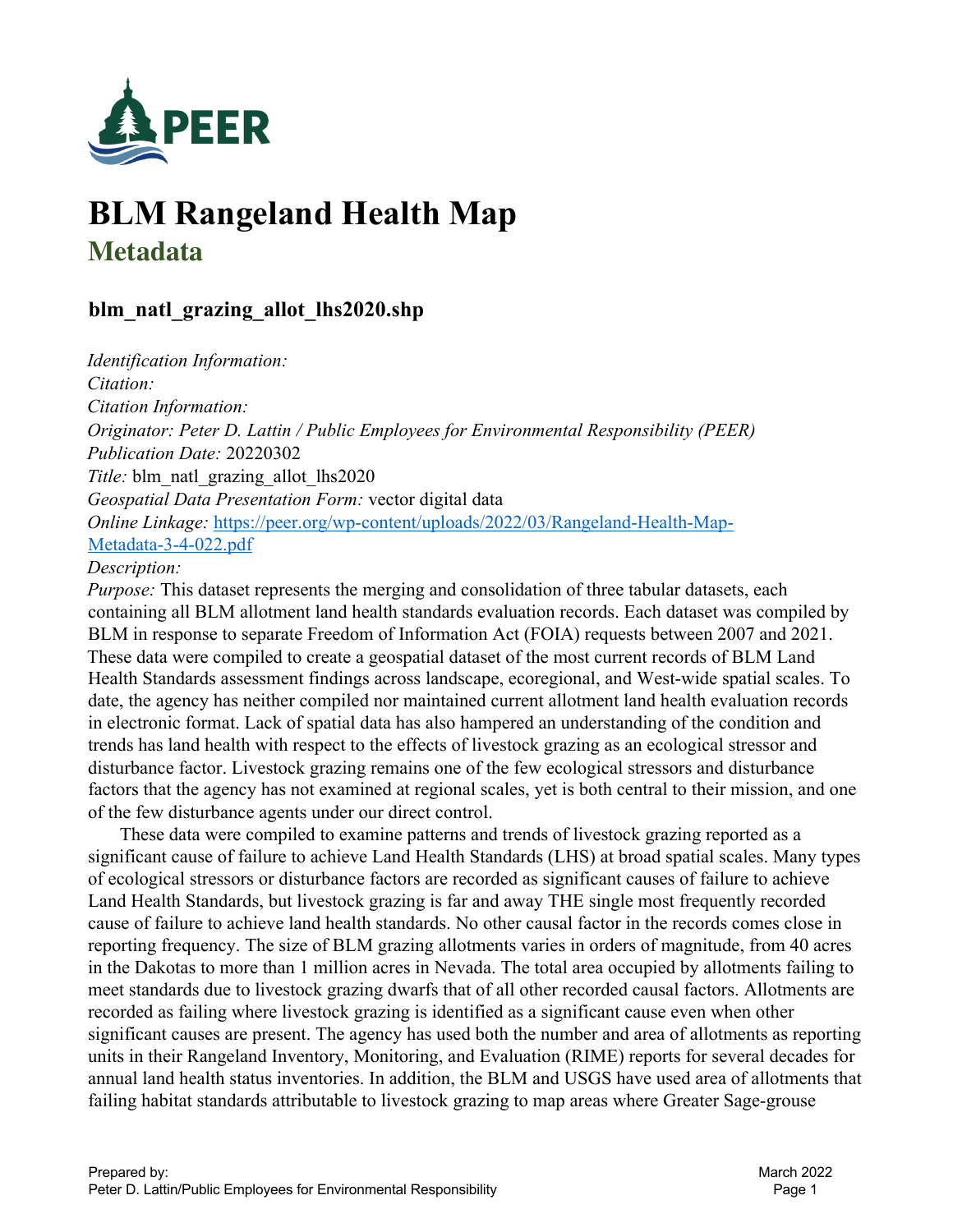# BLM Rangeland Health Map

## Metadata

### blm_natl_grazing_allot_lhs2020.shp

*Identification Information:*
*Citation:*
*Citation Information:*
*Originator: Peter D. Lattin / Public Employees for Environmental Responsibility (PEER)*
*Publication Date:* 20220302
*Title:* blm_natl_grazing_allot_lhs2020
*Geospatial Data Presentation Form:* vector digital data
*Online Linkage:* [https://peer.org/wp-content/uploads/2022/03/Rangeland-Health-Map-Metadata-3-4-022.pdf](https://peer.org/wp-content/uploads/2022/03/Rangeland-Health-Map-Metadata-3-4-022.pdf)
*Description:*
*Purpose:* This dataset represents the merging and consolidation of three tabular datasets, each containing all BLM allotment land health standards evaluation records. Each dataset was compiled by BLM in response to separate Freedom of Information Act (FOIA) requests between 2007 and 2021. These data were compiled to create a geospatial dataset of the most current records of BLM Land Health Standards assessment findings across landscape, ecoregional, and West-wide spatial scales. To date, the agency has neither compiled nor maintained current allotment land health evaluation records in electronic format. Lack of spatial data has also hampered an understanding of the condition and trends has land health with respect to the effects of livestock grazing as an ecological stressor and disturbance factor. Livestock grazing remains one of the few ecological stressors and disturbance factors that the agency has not examined at regional scales, yet is both central to their mission, and one of the few disturbance agents under our direct control.

These data were compiled to examine patterns and trends of livestock grazing reported as a significant cause of failure to achieve Land Health Standards (LHS) at broad spatial scales. Many types of ecological stressors or disturbance factors are recorded as significant causes of failure to achieve Land Health Standards, but livestock grazing is far and away THE single most frequently recorded cause of failure to achieve land health standards. No other causal factor in the records comes close in reporting frequency. The size of BLM grazing allotments varies in orders of magnitude, from 40 acres in the Dakotas to more than 1 million acres in Nevada. The total area occupied by allotments failing to meet standards due to livestock grazing dwarfs that of all other recorded causal factors. Allotments are recorded as failing where livestock grazing is identified as a significant cause even when other significant causes are present. The agency has used both the number and area of allotments as reporting units in their Rangeland Inventory, Monitoring, and Evaluation (RIME) reports for several decades for annual land health status inventories. In addition, the BLM and USGS have used area of allotments that failing habitat standards attributable to livestock grazing to map areas where Greater Sage-grouse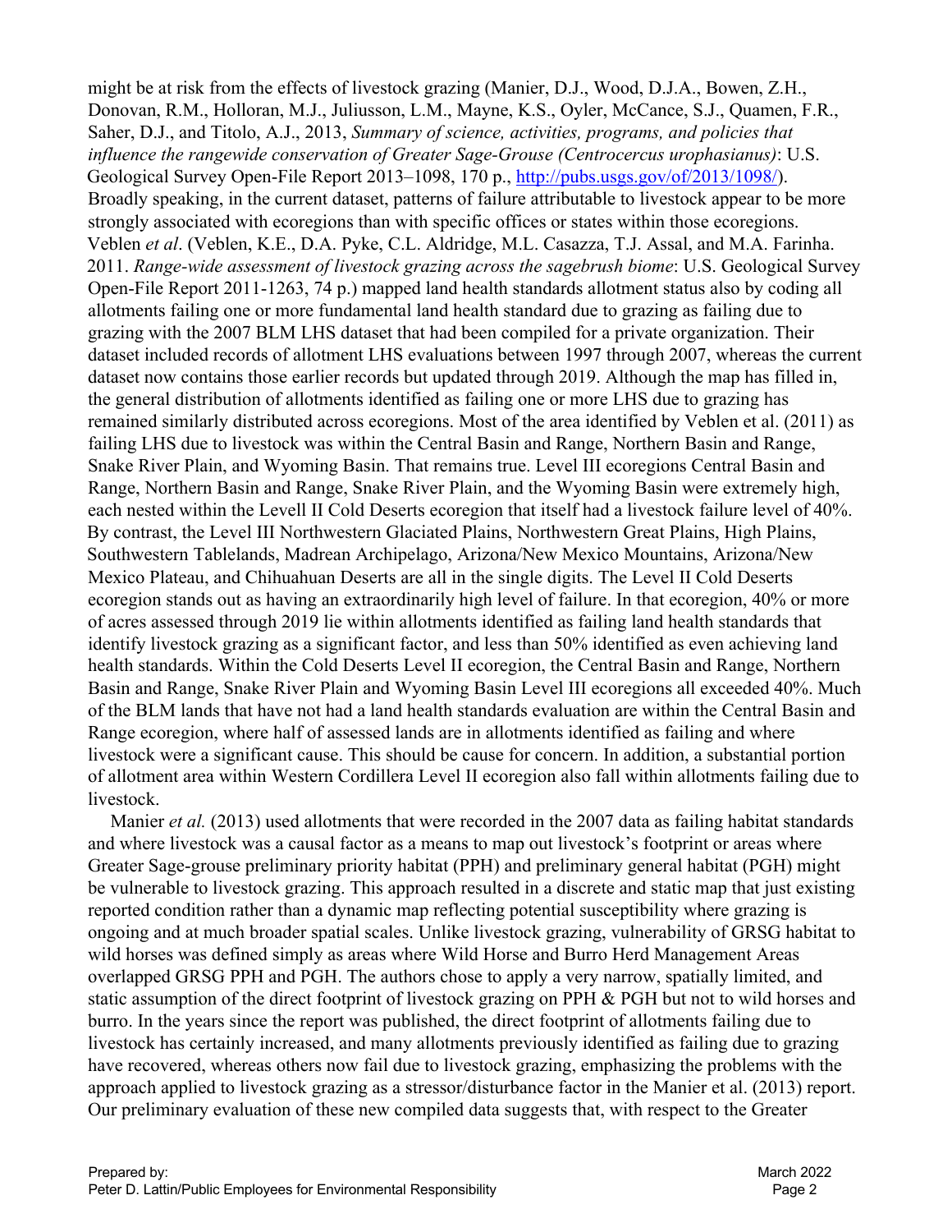might be at risk from the effects of livestock grazing (Manier, D.J., Wood, D.J.A., Bowen, Z.H., Donovan, R.M., Holloran, M.J., Juliusson, L.M., Mayne, K.S., Oyler, McCance, S.J., Quamen, F.R., Saher, D.J., and Titolo, A.J., 2013, *Summary of science, activities, programs, and policies that influence the rangewide conservation of Greater Sage-Grouse (Centrocercus urophasianus)*: U.S. Geological Survey Open-File Report 2013–1098, 170 p., http://pubs.usgs.gov/of/2013/1098/). Broadly speaking, in the current dataset, patterns of failure attributable to livestock appear to be more strongly associated with ecoregions than with specific offices or states within those ecoregions. Veblen *et al*. (Veblen, K.E., D.A. Pyke, C.L. Aldridge, M.L. Casazza, T.J. Assal, and M.A. Farinha. 2011. *Range-wide assessment of livestock grazing across the sagebrush biome*: U.S. Geological Survey Open-File Report 2011-1263, 74 p.) mapped land health standards allotment status also by coding all allotments failing one or more fundamental land health standard due to grazing as failing due to grazing with the 2007 BLM LHS dataset that had been compiled for a private organization. Their dataset included records of allotment LHS evaluations between 1997 through 2007, whereas the current dataset now contains those earlier records but updated through 2019. Although the map has filled in, the general distribution of allotments identified as failing one or more LHS due to grazing has remained similarly distributed across ecoregions. Most of the area identified by Veblen et al. (2011) as failing LHS due to livestock was within the Central Basin and Range, Northern Basin and Range, Snake River Plain, and Wyoming Basin. That remains true. Level III ecoregions Central Basin and Range, Northern Basin and Range, Snake River Plain, and the Wyoming Basin were extremely high, each nested within the Levell II Cold Deserts ecoregion that itself had a livestock failure level of 40%. By contrast, the Level III Northwestern Glaciated Plains, Northwestern Great Plains, High Plains, Southwestern Tablelands, Madrean Archipelago, Arizona/New Mexico Mountains, Arizona/New Mexico Plateau, and Chihuahuan Deserts are all in the single digits. The Level II Cold Deserts ecoregion stands out as having an extraordinarily high level of failure. In that ecoregion, 40% or more of acres assessed through 2019 lie within allotments identified as failing land health standards that identify livestock grazing as a significant factor, and less than 50% identified as even achieving land health standards. Within the Cold Deserts Level II ecoregion, the Central Basin and Range, Northern Basin and Range, Snake River Plain and Wyoming Basin Level III ecoregions all exceeded 40%. Much of the BLM lands that have not had a land health standards evaluation are within the Central Basin and Range ecoregion, where half of assessed lands are in allotments identified as failing and where livestock were a significant cause. This should be cause for concern. In addition, a substantial portion of allotment area within Western Cordillera Level II ecoregion also fall within allotments failing due to livestock.

Manier *et al.* (2013) used allotments that were recorded in the 2007 data as failing habitat standards and where livestock was a causal factor as a means to map out livestock's footprint or areas where Greater Sage-grouse preliminary priority habitat (PPH) and preliminary general habitat (PGH) might be vulnerable to livestock grazing. This approach resulted in a discrete and static map that just existing reported condition rather than a dynamic map reflecting potential susceptibility where grazing is ongoing and at much broader spatial scales. Unlike livestock grazing, vulnerability of GRSG habitat to wild horses was defined simply as areas where Wild Horse and Burro Herd Management Areas overlapped GRSG PPH and PGH. The authors chose to apply a very narrow, spatially limited, and static assumption of the direct footprint of livestock grazing on PPH & PGH but not to wild horses and burro. In the years since the report was published, the direct footprint of allotments failing due to livestock has certainly increased, and many allotments previously identified as failing due to grazing have recovered, whereas others now fail due to livestock grazing, emphasizing the problems with the approach applied to livestock grazing as a stressor/disturbance factor in the Manier et al. (2013) report. Our preliminary evaluation of these new compiled data suggests that, with respect to the Greater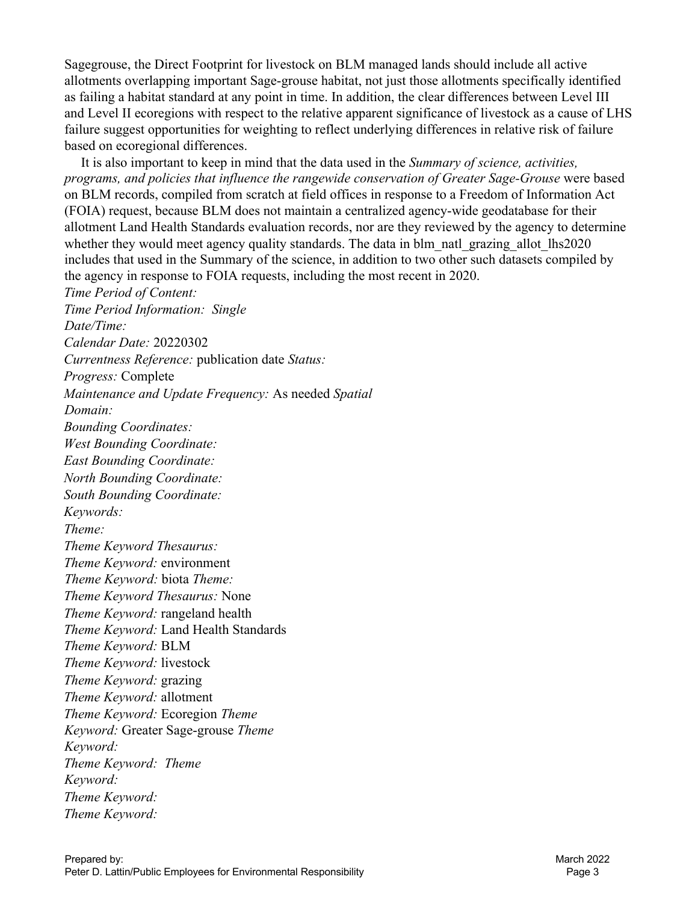Sagegrouse, the Direct Footprint for livestock on BLM managed lands should include all active allotments overlapping important Sage-grouse habitat, not just those allotments specifically identified as failing a habitat standard at any point in time. In addition, the clear differences between Level III and Level II ecoregions with respect to the relative apparent significance of livestock as a cause of LHS failure suggest opportunities for weighting to reflect underlying differences in relative risk of failure based on ecoregional differences.

It is also important to keep in mind that the data used in the *Summary of science, activities, programs, and policies that influence the rangewide conservation of Greater Sage-Grouse* were based on BLM records, compiled from scratch at field offices in response to a Freedom of Information Act (FOIA) request, because BLM does not maintain a centralized agency-wide geodatabase for their allotment Land Health Standards evaluation records, nor are they reviewed by the agency to determine whether they would meet agency quality standards. The data in blm_natl_grazing_allot_lhs2020 includes that used in the Summary of the science, in addition to two other such datasets compiled by the agency in response to FOIA requests, including the most recent in 2020.

*Time Period of Content:*
*Time Period Information: Single*
*Date/Time:*
*Calendar Date:* 20220302
*Currentness Reference:* publication date *Status:*
*Progress:* Complete
*Maintenance and Update Frequency:* As needed *Spatial*
*Domain:*
*Bounding Coordinates:*
*West Bounding Coordinate:*
*East Bounding Coordinate:*
*North Bounding Coordinate:*
*South Bounding Coordinate:*
*Keywords:*
*Theme:*
*Theme Keyword Thesaurus:*
*Theme Keyword:* environment
*Theme Keyword:* biota *Theme:*
*Theme Keyword Thesaurus:* None
*Theme Keyword:* rangeland health
*Theme Keyword:* Land Health Standards
*Theme Keyword:* BLM
*Theme Keyword:* livestock
*Theme Keyword:* grazing
*Theme Keyword:* allotment
*Theme Keyword:* Ecoregion *Theme*
*Keyword:* Greater Sage-grouse *Theme*
*Keyword:*
*Theme Keyword: Theme*
*Keyword:*
*Theme Keyword:*
*Theme Keyword:*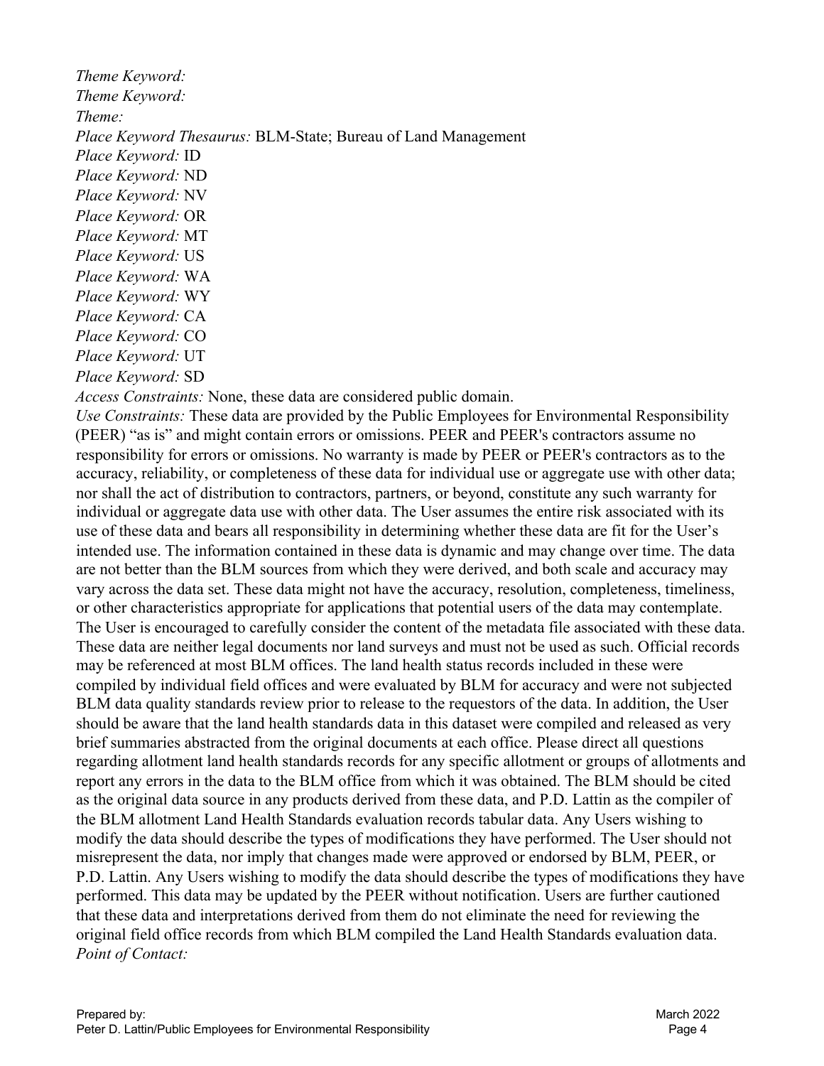*Theme Keyword:*
*Theme Keyword:*
*Theme:*
*Place Keyword Thesaurus:* BLM-State; Bureau of Land Management
*Place Keyword:* ID
*Place Keyword:* ND
*Place Keyword:* NV
*Place Keyword:* OR
*Place Keyword:* MT
*Place Keyword:* US
*Place Keyword:* WA
*Place Keyword:* WY
*Place Keyword:* CA
*Place Keyword:* CO
*Place Keyword:* UT
*Place Keyword:* SD
*Access Constraints:* None, these data are considered public domain.
*Use Constraints:* These data are provided by the Public Employees for Environmental Responsibility (PEER) "as is" and might contain errors or omissions. PEER and PEER's contractors assume no responsibility for errors or omissions. No warranty is made by PEER or PEER's contractors as to the accuracy, reliability, or completeness of these data for individual use or aggregate use with other data; nor shall the act of distribution to contractors, partners, or beyond, constitute any such warranty for individual or aggregate data use with other data. The User assumes the entire risk associated with its use of these data and bears all responsibility in determining whether these data are fit for the User's intended use. The information contained in these data is dynamic and may change over time. The data are not better than the BLM sources from which they were derived, and both scale and accuracy may vary across the data set. These data might not have the accuracy, resolution, completeness, timeliness, or other characteristics appropriate for applications that potential users of the data may contemplate. The User is encouraged to carefully consider the content of the metadata file associated with these data. These data are neither legal documents nor land surveys and must not be used as such. Official records may be referenced at most BLM offices. The land health status records included in these were compiled by individual field offices and were evaluated by BLM for accuracy and were not subjected BLM data quality standards review prior to release to the requestors of the data. In addition, the User should be aware that the land health standards data in this dataset were compiled and released as very brief summaries abstracted from the original documents at each office. Please direct all questions regarding allotment land health standards records for any specific allotment or groups of allotments and report any errors in the data to the BLM office from which it was obtained. The BLM should be cited as the original data source in any products derived from these data, and P.D. Lattin as the compiler of the BLM allotment Land Health Standards evaluation records tabular data. Any Users wishing to modify the data should describe the types of modifications they have performed. The User should not misrepresent the data, nor imply that changes made were approved or endorsed by BLM, PEER, or P.D. Lattin. Any Users wishing to modify the data should describe the types of modifications they have performed. This data may be updated by the PEER without notification. Users are further cautioned that these data and interpretations derived from them do not eliminate the need for reviewing the original field office records from which BLM compiled the Land Health Standards evaluation data.
*Point of Contact:*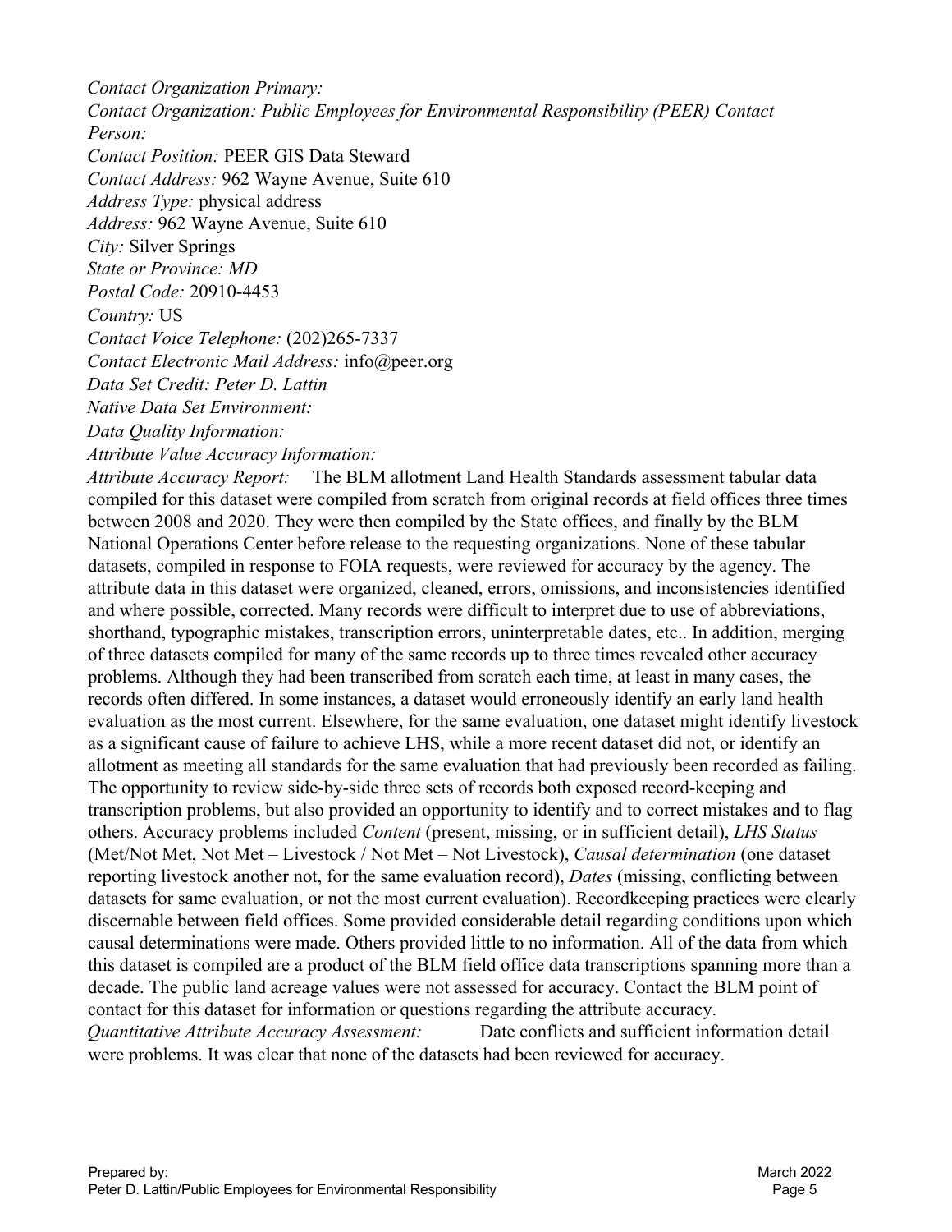*Contact Organization Primary:*

*Contact Organization: Public Employees for Environmental Responsibility (PEER) Contact Person:*

*Contact Position:* PEER GIS Data Steward

*Contact Address:* 962 Wayne Avenue, Suite 610

*Address Type:* physical address

*Address:* 962 Wayne Avenue, Suite 610

*City:* Silver Springs

*State or Province: MD*

*Postal Code:* 20910-4453

*Country:* US

*Contact Voice Telephone:* (202)265-7337

*Contact Electronic Mail Address:* info@peer.org

*Data Set Credit: Peter D. Lattin*

*Native Data Set Environment:*

*Data Quality Information:*

*Attribute Value Accuracy Information:*

*Attribute Accuracy Report:* The BLM allotment Land Health Standards assessment tabular data compiled for this dataset were compiled from scratch from original records at field offices three times between 2008 and 2020. They were then compiled by the State offices, and finally by the BLM National Operations Center before release to the requesting organizations. None of these tabular datasets, compiled in response to FOIA requests, were reviewed for accuracy by the agency. The attribute data in this dataset were organized, cleaned, errors, omissions, and inconsistencies identified and where possible, corrected. Many records were difficult to interpret due to use of abbreviations, shorthand, typographic mistakes, transcription errors, uninterpretable dates, etc.. In addition, merging of three datasets compiled for many of the same records up to three times revealed other accuracy problems. Although they had been transcribed from scratch each time, at least in many cases, the records often differed. In some instances, a dataset would erroneously identify an early land health evaluation as the most current. Elsewhere, for the same evaluation, one dataset might identify livestock as a significant cause of failure to achieve LHS, while a more recent dataset did not, or identify an allotment as meeting all standards for the same evaluation that had previously been recorded as failing. The opportunity to review side-by-side three sets of records both exposed record-keeping and transcription problems, but also provided an opportunity to identify and to correct mistakes and to flag others. Accuracy problems included *Content* (present, missing, or in sufficient detail), *LHS Status* (Met/Not Met, Not Met – Livestock / Not Met – Not Livestock), *Causal determination* (one dataset reporting livestock another not, for the same evaluation record), *Dates* (missing, conflicting between datasets for same evaluation, or not the most current evaluation). Recordkeeping practices were clearly discernable between field offices. Some provided considerable detail regarding conditions upon which causal determinations were made. Others provided little to no information. All of the data from which this dataset is compiled are a product of the BLM field office data transcriptions spanning more than a decade. The public land acreage values were not assessed for accuracy. Contact the BLM point of contact for this dataset for information or questions regarding the attribute accuracy.

*Quantitative Attribute Accuracy Assessment:* Date conflicts and sufficient information detail were problems. It was clear that none of the datasets had been reviewed for accuracy.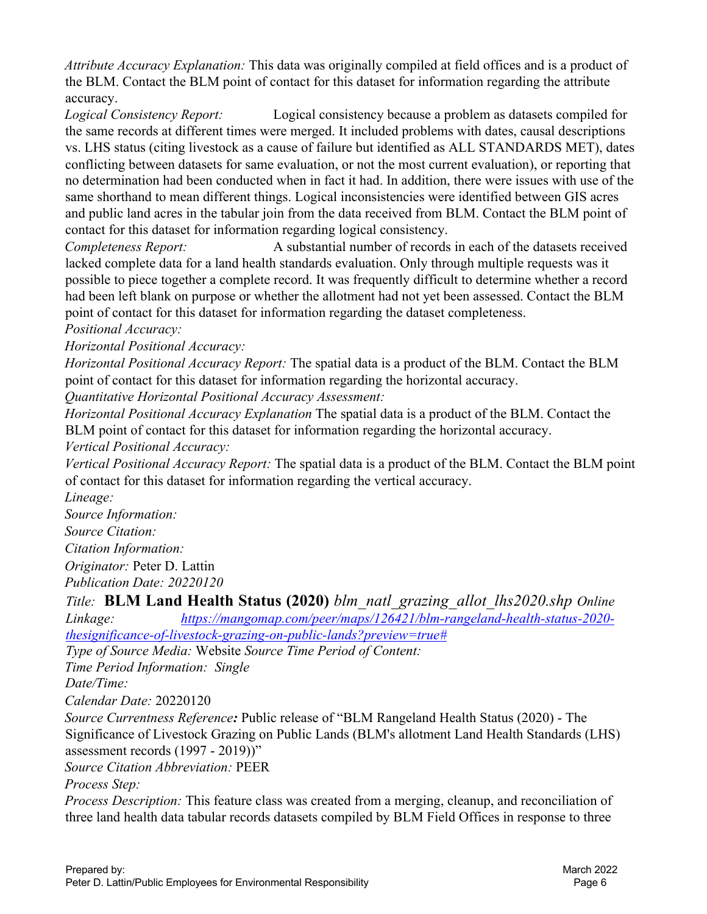*Attribute Accuracy Explanation:* This data was originally compiled at field offices and is a product of the BLM. Contact the BLM point of contact for this dataset for information regarding the attribute accuracy.

*Logical Consistency Report:* Logical consistency because a problem as datasets compiled for the same records at different times were merged. It included problems with dates, causal descriptions vs. LHS status (citing livestock as a cause of failure but identified as ALL STANDARDS MET), dates conflicting between datasets for same evaluation, or not the most current evaluation), or reporting that no determination had been conducted when in fact it had. In addition, there were issues with use of the same shorthand to mean different things. Logical inconsistencies were identified between GIS acres and public land acres in the tabular join from the data received from BLM. Contact the BLM point of contact for this dataset for information regarding logical consistency.

*Completeness Report:* A substantial number of records in each of the datasets received lacked complete data for a land health standards evaluation. Only through multiple requests was it possible to piece together a complete record. It was frequently difficult to determine whether a record had been left blank on purpose or whether the allotment had not yet been assessed. Contact the BLM point of contact for this dataset for information regarding the dataset completeness.

*Positional Accuracy:*

*Horizontal Positional Accuracy:*

*Horizontal Positional Accuracy Report:* The spatial data is a product of the BLM. Contact the BLM point of contact for this dataset for information regarding the horizontal accuracy.

*Quantitative Horizontal Positional Accuracy Assessment:*

*Horizontal Positional Accuracy Explanation* The spatial data is a product of the BLM. Contact the BLM point of contact for this dataset for information regarding the horizontal accuracy.

*Vertical Positional Accuracy:*

*Vertical Positional Accuracy Report:* The spatial data is a product of the BLM. Contact the BLM point of contact for this dataset for information regarding the vertical accuracy.

*Lineage:*

*Source Information:*

*Source Citation:*

*Citation Information:*

*Originator:* Peter D. Lattin

*Publication Date: 20220120*

*Title:* **BLM Land Health Status (2020)** *blm_natl_grazing_allot_lhs2020.shp* *Online Linkage:* [https://mangomap.com/peer/maps/126421/blm-rangeland-health-status-2020-thesignificance-of-livestock-grazing-on-public-lands?preview=true#](https://mangomap.com/peer/maps/126421/blm-rangeland-health-status-2020-thesignificance-of-livestock-grazing-on-public-lands?preview=true#)

*Type of Source Media:* Website *Source Time Period of Content:*

*Time Period Information: Single*

*Date/Time:*

*Calendar Date:* 20220120

*Source Currentness Reference**:*** Public release of "BLM Rangeland Health Status (2020) - The Significance of Livestock Grazing on Public Lands (BLM's allotment Land Health Standards (LHS) assessment records (1997 - 2019))"

*Source Citation Abbreviation:* PEER

*Process Step:*

*Process Description:* This feature class was created from a merging, cleanup, and reconciliation of three land health data tabular records datasets compiled by BLM Field Offices in response to three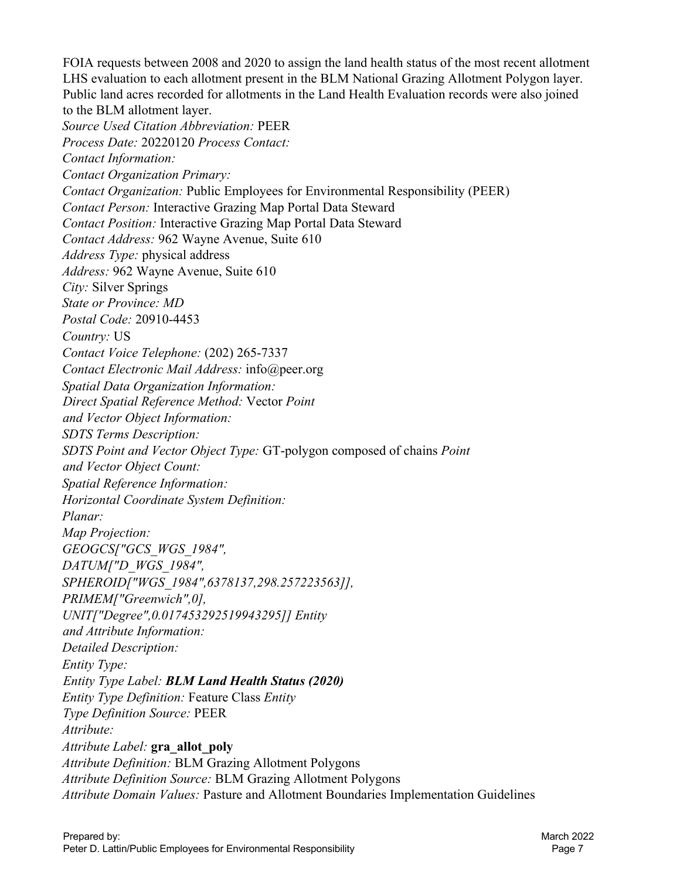FOIA requests between 2008 and 2020 to assign the land health status of the most recent allotment LHS evaluation to each allotment present in the BLM National Grazing Allotment Polygon layer. Public land acres recorded for allotments in the Land Health Evaluation records were also joined to the BLM allotment layer.

*Source Used Citation Abbreviation:* PEER

*Process Date:* 20220120 *Process Contact:*

*Contact Information:*

*Contact Organization Primary:*

*Contact Organization:* Public Employees for Environmental Responsibility (PEER)

*Contact Person:* Interactive Grazing Map Portal Data Steward

*Contact Position:* Interactive Grazing Map Portal Data Steward

*Contact Address:* 962 Wayne Avenue, Suite 610

*Address Type:* physical address

*Address:* 962 Wayne Avenue, Suite 610

*City:* Silver Springs

*State or Province: MD*

*Postal Code:* 20910-4453

*Country:* US

*Contact Voice Telephone:* (202) 265-7337

*Contact Electronic Mail Address:* info@peer.org

*Spatial Data Organization Information:*

*Direct Spatial Reference Method:* Vector *Point and Vector Object Information:*

*SDTS Terms Description:*

*SDTS Point and Vector Object Type:* GT-polygon composed of chains *Point and Vector Object Count:*

*Spatial Reference Information:*

*Horizontal Coordinate System Definition:*

*Planar:*

*Map Projection:*

*GEOGCS["GCS_WGS_1984",*
*DATUM["D_WGS_1984",*
*SPHEROID["WGS_1984",6378137,298.257223563]],*
*PRIMEM["Greenwich",0],*
*UNIT["Degree",0.0174532925199433]]* *Entity and Attribute Information:*

*Detailed Description:*

*Entity Type:*

*Entity Type Label:* ***BLM Land Health Status (2020)***

*Entity Type Definition:* Feature Class *Entity Type Definition Source:* PEER

*Attribute:*

*Attribute Label:* **gra_allot_poly**

*Attribute Definition:* BLM Grazing Allotment Polygons

*Attribute Definition Source:* BLM Grazing Allotment Polygons

*Attribute Domain Values:* Pasture and Allotment Boundaries Implementation Guidelines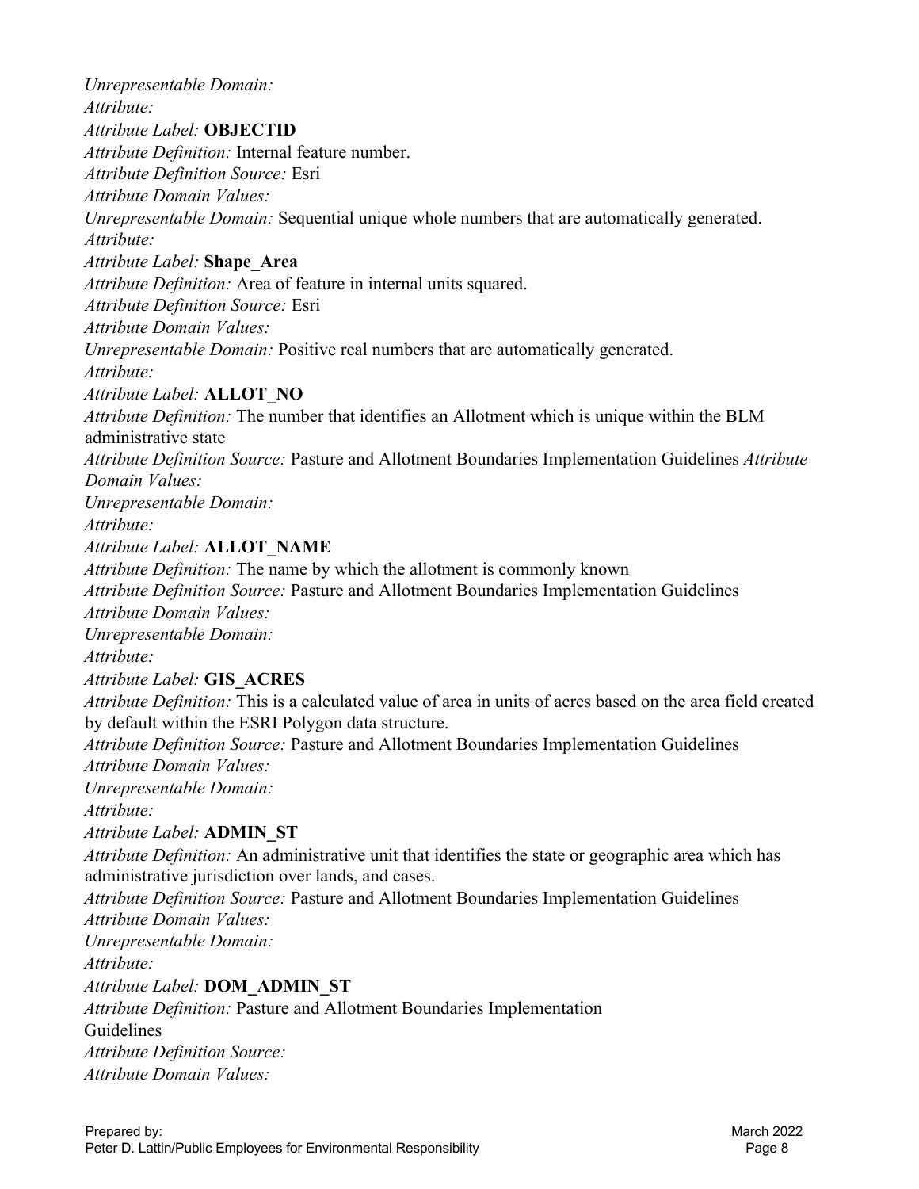*Unrepresentable Domain:*
*Attribute:*
*Attribute Label:* **OBJECTID**
*Attribute Definition:* Internal feature number.
*Attribute Definition Source:* Esri
*Attribute Domain Values:*
*Unrepresentable Domain:* Sequential unique whole numbers that are automatically generated.
*Attribute:*
*Attribute Label:* **Shape_Area**
*Attribute Definition:* Area of feature in internal units squared.
*Attribute Definition Source:* Esri
*Attribute Domain Values:*
*Unrepresentable Domain:* Positive real numbers that are automatically generated.
*Attribute:*
*Attribute Label:* **ALLOT_NO**
*Attribute Definition:* The number that identifies an Allotment which is unique within the BLM administrative state
*Attribute Definition Source:* Pasture and Allotment Boundaries Implementation Guidelines *Attribute Domain Values:*
*Unrepresentable Domain:*
*Attribute:*
*Attribute Label:* **ALLOT_NAME**
*Attribute Definition:* The name by which the allotment is commonly known
*Attribute Definition Source:* Pasture and Allotment Boundaries Implementation Guidelines
*Attribute Domain Values:*
*Unrepresentable Domain:*
*Attribute:*
*Attribute Label:* **GIS_ACRES**
*Attribute Definition:* This is a calculated value of area in units of acres based on the area field created by default within the ESRI Polygon data structure.
*Attribute Definition Source:* Pasture and Allotment Boundaries Implementation Guidelines
*Attribute Domain Values:*
*Unrepresentable Domain:*
*Attribute:*
*Attribute Label:* **ADMIN_ST**
*Attribute Definition:* An administrative unit that identifies the state or geographic area which has administrative jurisdiction over lands, and cases.
*Attribute Definition Source:* Pasture and Allotment Boundaries Implementation Guidelines
*Attribute Domain Values:*
*Unrepresentable Domain:*
*Attribute:*
*Attribute Label:* **DOM_ADMIN_ST**
*Attribute Definition:* Pasture and Allotment Boundaries Implementation
Guidelines
*Attribute Definition Source:*
*Attribute Domain Values:*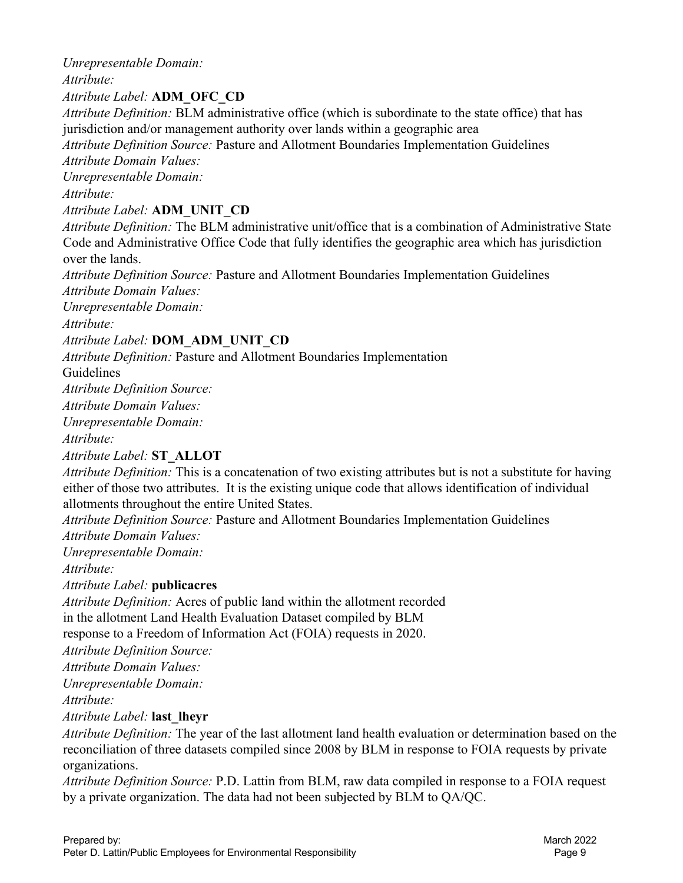*Unrepresentable Domain:*
*Attribute:*
*Attribute Label:* **ADM_OFC_CD**
*Attribute Definition:* BLM administrative office (which is subordinate to the state office) that has jurisdiction and/or management authority over lands within a geographic area
*Attribute Definition Source:* Pasture and Allotment Boundaries Implementation Guidelines
*Attribute Domain Values:*
*Unrepresentable Domain:*
*Attribute:*
*Attribute Label:* **ADM_UNIT_CD**
*Attribute Definition:* The BLM administrative unit/office that is a combination of Administrative State Code and Administrative Office Code that fully identifies the geographic area which has jurisdiction over the lands.
*Attribute Definition Source:* Pasture and Allotment Boundaries Implementation Guidelines
*Attribute Domain Values:*
*Unrepresentable Domain:*
*Attribute:*
*Attribute Label:* **DOM_ADM_UNIT_CD**
*Attribute Definition:* Pasture and Allotment Boundaries Implementation Guidelines
*Attribute Definition Source:*
*Attribute Domain Values:*
*Unrepresentable Domain:*
*Attribute:*
*Attribute Label:* **ST_ALLOT**
*Attribute Definition:* This is a concatenation of two existing attributes but is not a substitute for having either of those two attributes. It is the existing unique code that allows identification of individual allotments throughout the entire United States.
*Attribute Definition Source:* Pasture and Allotment Boundaries Implementation Guidelines
*Attribute Domain Values:*
*Unrepresentable Domain:*
*Attribute:*
*Attribute Label:* **publicacres**
*Attribute Definition:* Acres of public land within the allotment recorded in the allotment Land Health Evaluation Dataset compiled by BLM response to a Freedom of Information Act (FOIA) requests in 2020.
*Attribute Definition Source:*
*Attribute Domain Values:*
*Unrepresentable Domain:*
*Attribute:*
*Attribute Label:* **last_lheyr**
*Attribute Definition:* The year of the last allotment land health evaluation or determination based on the reconciliation of three datasets compiled since 2008 by BLM in response to FOIA requests by private organizations.
*Attribute Definition Source:* P.D. Lattin from BLM, raw data compiled in response to a FOIA request by a private organization. The data had not been subjected by BLM to QA/QC.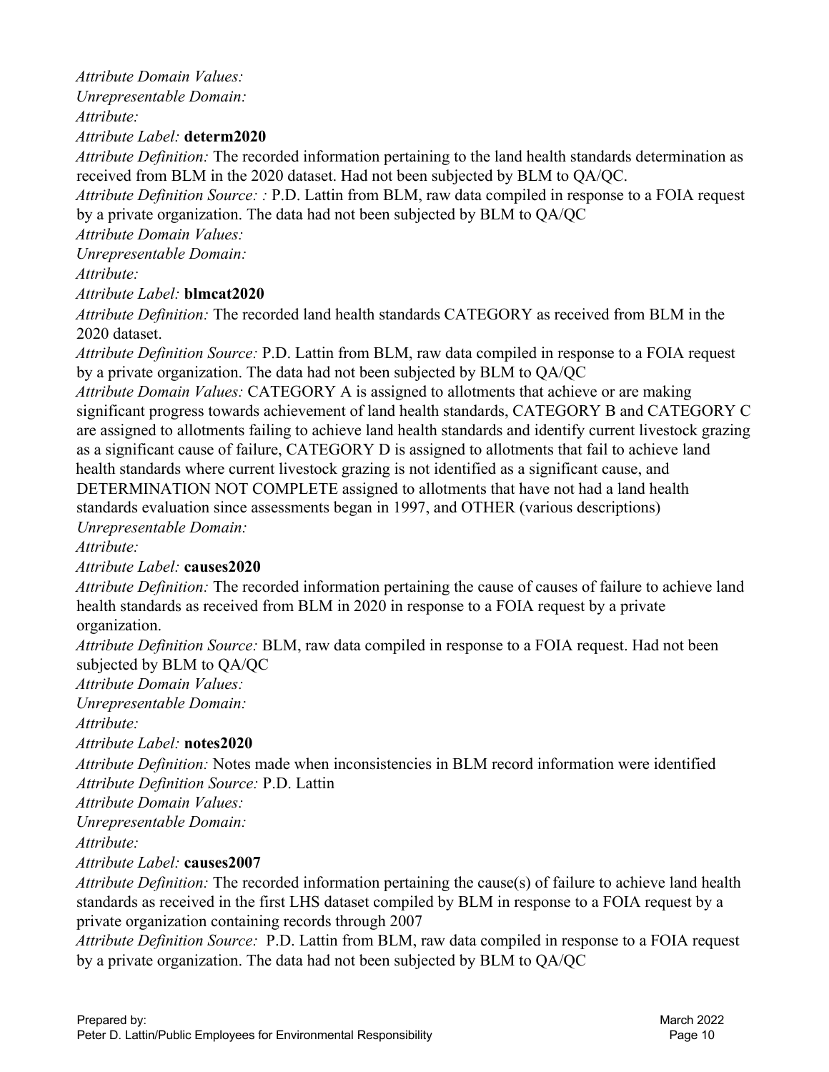*Attribute Domain Values:*
*Unrepresentable Domain:*
*Attribute:*
*Attribute Label:* **determ2020**
*Attribute Definition:* The recorded information pertaining to the land health standards determination as received from BLM in the 2020 dataset. Had not been subjected by BLM to QA/QC.
*Attribute Definition Source: :* P.D. Lattin from BLM, raw data compiled in response to a FOIA request by a private organization. The data had not been subjected by BLM to QA/QC
*Attribute Domain Values:*
*Unrepresentable Domain:*
*Attribute:*
*Attribute Label:* **blmcat2020**
*Attribute Definition:* The recorded land health standards CATEGORY as received from BLM in the 2020 dataset.
*Attribute Definition Source:* P.D. Lattin from BLM, raw data compiled in response to a FOIA request by a private organization. The data had not been subjected by BLM to QA/QC
*Attribute Domain Values:* CATEGORY A is assigned to allotments that achieve or are making significant progress towards achievement of land health standards, CATEGORY B and CATEGORY C are assigned to allotments failing to achieve land health standards and identify current livestock grazing as a significant cause of failure, CATEGORY D is assigned to allotments that fail to achieve land health standards where current livestock grazing is not identified as a significant cause, and DETERMINATION NOT COMPLETE assigned to allotments that have not had a land health standards evaluation since assessments began in 1997, and OTHER (various descriptions)
*Unrepresentable Domain:*
*Attribute:*
*Attribute Label:* **causes2020**
*Attribute Definition:* The recorded information pertaining the cause of causes of failure to achieve land health standards as received from BLM in 2020 in response to a FOIA request by a private organization.
*Attribute Definition Source:* BLM, raw data compiled in response to a FOIA request. Had not been subjected by BLM to QA/QC
*Attribute Domain Values:*
*Unrepresentable Domain:*
*Attribute:*
*Attribute Label:* **notes2020**
*Attribute Definition:* Notes made when inconsistencies in BLM record information were identified
*Attribute Definition Source:* P.D. Lattin
*Attribute Domain Values:*
*Unrepresentable Domain:*
*Attribute:*
*Attribute Label:* **causes2007**
*Attribute Definition:* The recorded information pertaining the cause(s) of failure to achieve land health standards as received in the first LHS dataset compiled by BLM in response to a FOIA request by a private organization containing records through 2007
*Attribute Definition Source:* P.D. Lattin from BLM, raw data compiled in response to a FOIA request by a private organization. The data had not been subjected by BLM to QA/QC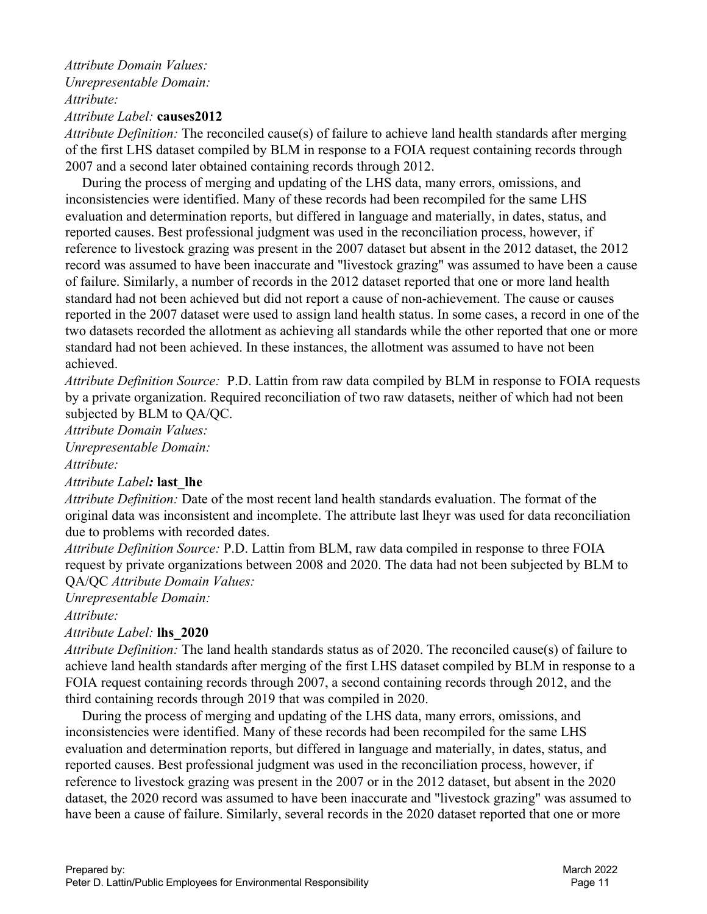*Attribute Domain Values:*
*Unrepresentable Domain:*
*Attribute:*
*Attribute Label:* **causes2012**
*Attribute Definition:* The reconciled cause(s) of failure to achieve land health standards after merging of the first LHS dataset compiled by BLM in response to a FOIA request containing records through 2007 and a second later obtained containing records through 2012.

During the process of merging and updating of the LHS data, many errors, omissions, and inconsistencies were identified. Many of these records had been recompiled for the same LHS evaluation and determination reports, but differed in language and materially, in dates, status, and reported causes. Best professional judgment was used in the reconciliation process, however, if reference to livestock grazing was present in the 2007 dataset but absent in the 2012 dataset, the 2012 record was assumed to have been inaccurate and "livestock grazing" was assumed to have been a cause of failure. Similarly, a number of records in the 2012 dataset reported that one or more land health standard had not been achieved but did not report a cause of non-achievement. The cause or causes reported in the 2007 dataset were used to assign land health status. In some cases, a record in one of the two datasets recorded the allotment as achieving all standards while the other reported that one or more standard had not been achieved. In these instances, the allotment was assumed to have not been achieved.
*Attribute Definition Source:* P.D. Lattin from raw data compiled by BLM in response to FOIA requests by a private organization. Required reconciliation of two raw datasets, neither of which had not been subjected by BLM to QA/QC.
*Attribute Domain Values:*
*Unrepresentable Domain:*
*Attribute:*
*Attribute Label:* **last_lhe**
*Attribute Definition:* Date of the most recent land health standards evaluation. The format of the original data was inconsistent and incomplete. The attribute last lheyr was used for data reconciliation due to problems with recorded dates.
*Attribute Definition Source:* P.D. Lattin from BLM, raw data compiled in response to three FOIA request by private organizations between 2008 and 2020. The data had not been subjected by BLM to QA/QC *Attribute Domain Values:*
*Unrepresentable Domain:*
*Attribute:*
*Attribute Label:* **lhs_2020**
*Attribute Definition:* The land health standards status as of 2020. The reconciled cause(s) of failure to achieve land health standards after merging of the first LHS dataset compiled by BLM in response to a FOIA request containing records through 2007, a second containing records through 2012, and the third containing records through 2019 that was compiled in 2020.

During the process of merging and updating of the LHS data, many errors, omissions, and inconsistencies were identified. Many of these records had been recompiled for the same LHS evaluation and determination reports, but differed in language and materially, in dates, status, and reported causes. Best professional judgment was used in the reconciliation process, however, if reference to livestock grazing was present in the 2007 or in the 2012 dataset, but absent in the 2020 dataset, the 2020 record was assumed to have been inaccurate and "livestock grazing" was assumed to have been a cause of failure. Similarly, several records in the 2020 dataset reported that one or more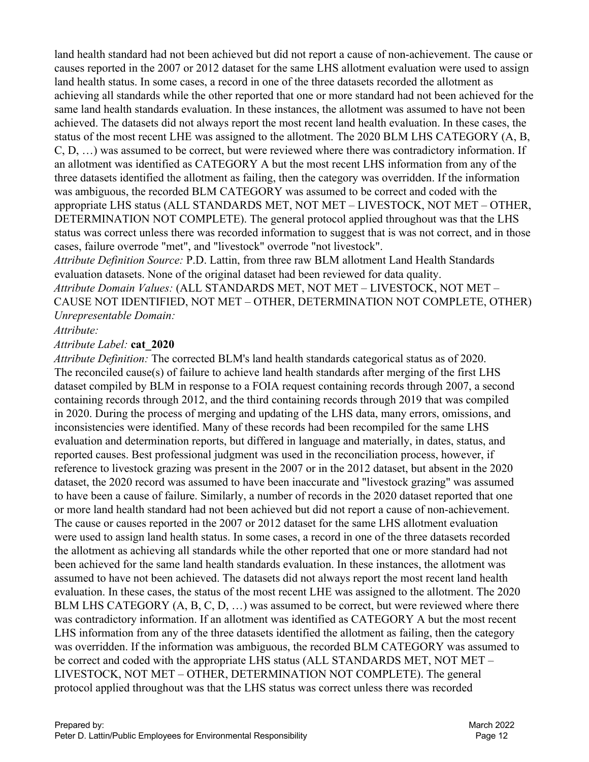land health standard had not been achieved but did not report a cause of non-achievement. The cause or causes reported in the 2007 or 2012 dataset for the same LHS allotment evaluation were used to assign land health status. In some cases, a record in one of the three datasets recorded the allotment as achieving all standards while the other reported that one or more standard had not been achieved for the same land health standards evaluation. In these instances, the allotment was assumed to have not been achieved. The datasets did not always report the most recent land health evaluation. In these cases, the status of the most recent LHE was assigned to the allotment. The 2020 BLM LHS CATEGORY (A, B, C, D, …) was assumed to be correct, but were reviewed where there was contradictory information. If an allotment was identified as CATEGORY A but the most recent LHS information from any of the three datasets identified the allotment as failing, then the category was overridden. If the information was ambiguous, the recorded BLM CATEGORY was assumed to be correct and coded with the appropriate LHS status (ALL STANDARDS MET, NOT MET – LIVESTOCK, NOT MET – OTHER, DETERMINATION NOT COMPLETE). The general protocol applied throughout was that the LHS status was correct unless there was recorded information to suggest that is was not correct, and in those cases, failure overrode "met", and "livestock" overrode "not livestock".

*Attribute Definition Source:* P.D. Lattin, from three raw BLM allotment Land Health Standards evaluation datasets. None of the original dataset had been reviewed for data quality.

*Attribute Domain Values:* (ALL STANDARDS MET, NOT MET – LIVESTOCK, NOT MET – CAUSE NOT IDENTIFIED, NOT MET – OTHER, DETERMINATION NOT COMPLETE, OTHER)

*Unrepresentable Domain:*

*Attribute:*

*Attribute Label:* **cat_2020**

*Attribute Definition:* The corrected BLM's land health standards categorical status as of 2020. The reconciled cause(s) of failure to achieve land health standards after merging of the first LHS dataset compiled by BLM in response to a FOIA request containing records through 2007, a second containing records through 2012, and the third containing records through 2019 that was compiled in 2020. During the process of merging and updating of the LHS data, many errors, omissions, and inconsistencies were identified. Many of these records had been recompiled for the same LHS evaluation and determination reports, but differed in language and materially, in dates, status, and reported causes. Best professional judgment was used in the reconciliation process, however, if reference to livestock grazing was present in the 2007 or in the 2012 dataset, but absent in the 2020 dataset, the 2020 record was assumed to have been inaccurate and "livestock grazing" was assumed to have been a cause of failure. Similarly, a number of records in the 2020 dataset reported that one or more land health standard had not been achieved but did not report a cause of non-achievement. The cause or causes reported in the 2007 or 2012 dataset for the same LHS allotment evaluation were used to assign land health status. In some cases, a record in one of the three datasets recorded the allotment as achieving all standards while the other reported that one or more standard had not been achieved for the same land health standards evaluation. In these instances, the allotment was assumed to have not been achieved. The datasets did not always report the most recent land health evaluation. In these cases, the status of the most recent LHE was assigned to the allotment. The 2020 BLM LHS CATEGORY (A, B, C, D, …) was assumed to be correct, but were reviewed where there was contradictory information. If an allotment was identified as CATEGORY A but the most recent LHS information from any of the three datasets identified the allotment as failing, then the category was overridden. If the information was ambiguous, the recorded BLM CATEGORY was assumed to be correct and coded with the appropriate LHS status (ALL STANDARDS MET, NOT MET – LIVESTOCK, NOT MET – OTHER, DETERMINATION NOT COMPLETE). The general protocol applied throughout was that the LHS status was correct unless there was recorded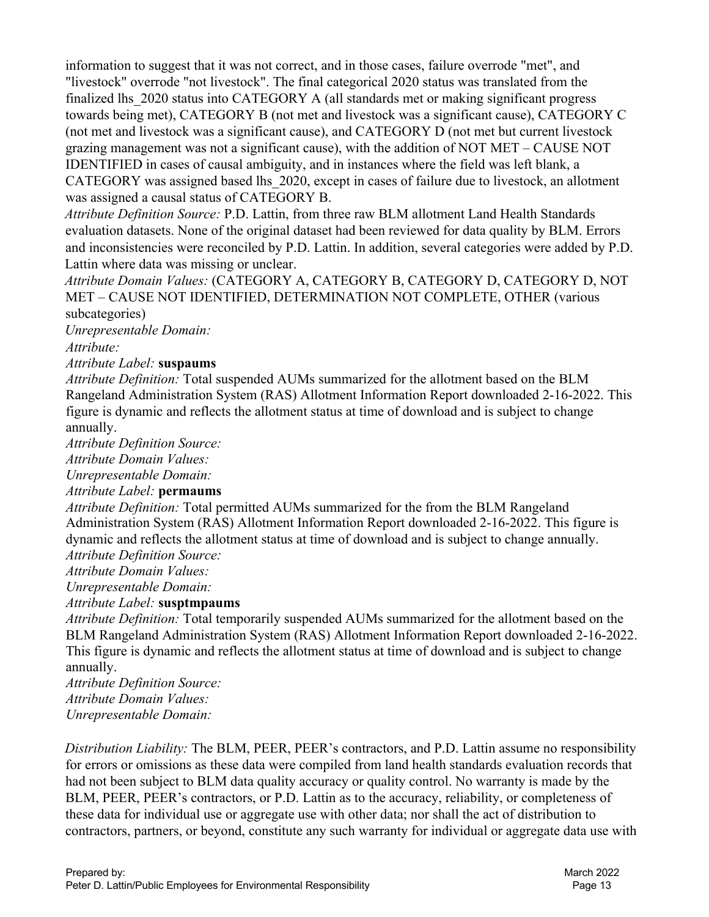information to suggest that it was not correct, and in those cases, failure overrode "met", and "livestock" overrode "not livestock". The final categorical 2020 status was translated from the finalized lhs_2020 status into CATEGORY A (all standards met or making significant progress towards being met), CATEGORY B (not met and livestock was a significant cause), CATEGORY C (not met and livestock was a significant cause), and CATEGORY D (not met but current livestock grazing management was not a significant cause), with the addition of NOT MET – CAUSE NOT IDENTIFIED in cases of causal ambiguity, and in instances where the field was left blank, a CATEGORY was assigned based lhs_2020, except in cases of failure due to livestock, an allotment was assigned a causal status of CATEGORY B.

*Attribute Definition Source:* P.D. Lattin, from three raw BLM allotment Land Health Standards evaluation datasets. None of the original dataset had been reviewed for data quality by BLM. Errors and inconsistencies were reconciled by P.D. Lattin. In addition, several categories were added by P.D. Lattin where data was missing or unclear.

*Attribute Domain Values:* (CATEGORY A, CATEGORY B, CATEGORY D, CATEGORY D, NOT MET – CAUSE NOT IDENTIFIED, DETERMINATION NOT COMPLETE, OTHER (various subcategories)

*Unrepresentable Domain:*

*Attribute:*

*Attribute Label:* **suspaums**

*Attribute Definition:* Total suspended AUMs summarized for the allotment based on the BLM Rangeland Administration System (RAS) Allotment Information Report downloaded 2-16-2022. This figure is dynamic and reflects the allotment status at time of download and is subject to change annually.

*Attribute Definition Source:*

*Attribute Domain Values:*

*Unrepresentable Domain:*

*Attribute Label:* **permaums**

*Attribute Definition:* Total permitted AUMs summarized for the from the BLM Rangeland Administration System (RAS) Allotment Information Report downloaded 2-16-2022. This figure is dynamic and reflects the allotment status at time of download and is subject to change annually.

*Attribute Definition Source:*

*Attribute Domain Values:*

*Unrepresentable Domain:*

*Attribute Label:* **susptmpaums**

*Attribute Definition:* Total temporarily suspended AUMs summarized for the allotment based on the BLM Rangeland Administration System (RAS) Allotment Information Report downloaded 2-16-2022. This figure is dynamic and reflects the allotment status at time of download and is subject to change annually.

*Attribute Definition Source:*

*Attribute Domain Values:*

*Unrepresentable Domain:*

*Distribution Liability:* The BLM, PEER, PEER's contractors, and P.D. Lattin assume no responsibility for errors or omissions as these data were compiled from land health standards evaluation records that had not been subject to BLM data quality accuracy or quality control. No warranty is made by the BLM, PEER, PEER's contractors, or P.D. Lattin as to the accuracy, reliability, or completeness of these data for individual use or aggregate use with other data; nor shall the act of distribution to contractors, partners, or beyond, constitute any such warranty for individual or aggregate data use with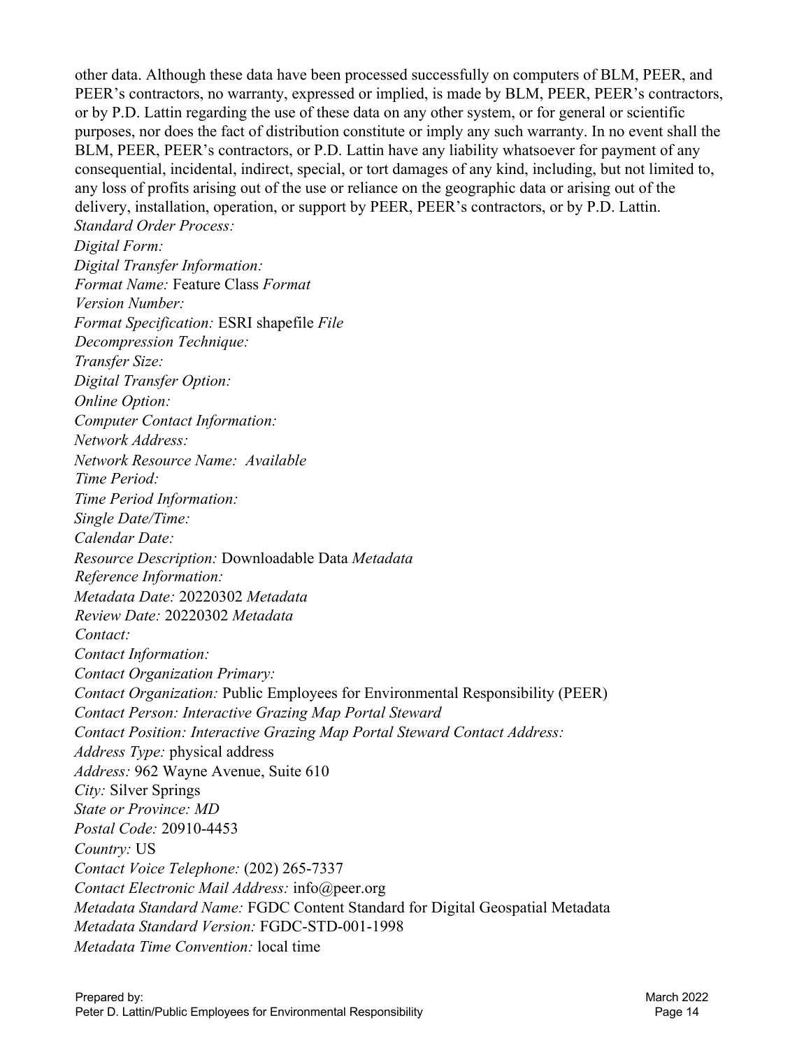other data. Although these data have been processed successfully on computers of BLM, PEER, and PEER's contractors, no warranty, expressed or implied, is made by BLM, PEER, PEER's contractors, or by P.D. Lattin regarding the use of these data on any other system, or for general or scientific purposes, nor does the fact of distribution constitute or imply any such warranty. In no event shall the BLM, PEER, PEER's contractors, or P.D. Lattin have any liability whatsoever for payment of any consequential, incidental, indirect, special, or tort damages of any kind, including, but not limited to, any loss of profits arising out of the use or reliance on the geographic data or arising out of the delivery, installation, operation, or support by PEER, PEER's contractors, or by P.D. Lattin.

*Standard Order Process:*

*Digital Form:*

*Digital Transfer Information:*

*Format Name:* Feature Class *Format*

*Version Number:*

*Format Specification:* ESRI shapefile *File*

*Decompression Technique:*

*Transfer Size:*

*Digital Transfer Option:*

*Online Option:*

*Computer Contact Information:*

*Network Address:*

*Network Resource Name:  Available*

*Time Period:*

*Time Period Information:*

*Single Date/Time:*

*Calendar Date:*

*Resource Description:* Downloadable Data *Metadata*

*Reference Information:*

*Metadata Date:* 20220302 *Metadata*

*Review Date:* 20220302 *Metadata*

*Contact:*

*Contact Information:*

*Contact Organization Primary:*

*Contact Organization:* Public Employees for Environmental Responsibility (PEER)

*Contact Person: Interactive Grazing Map Portal Steward*

*Contact Position: Interactive Grazing Map Portal Steward Contact Address:*

*Address Type:* physical address

*Address:* 962 Wayne Avenue, Suite 610

*City:* Silver Springs

*State or Province: MD*

*Postal Code:* 20910-4453

*Country:* US

*Contact Voice Telephone:* (202) 265-7337

*Contact Electronic Mail Address:* info@peer.org

*Metadata Standard Name:* FGDC Content Standard for Digital Geospatial Metadata

*Metadata Standard Version:* FGDC-STD-001-1998

*Metadata Time Convention:* local time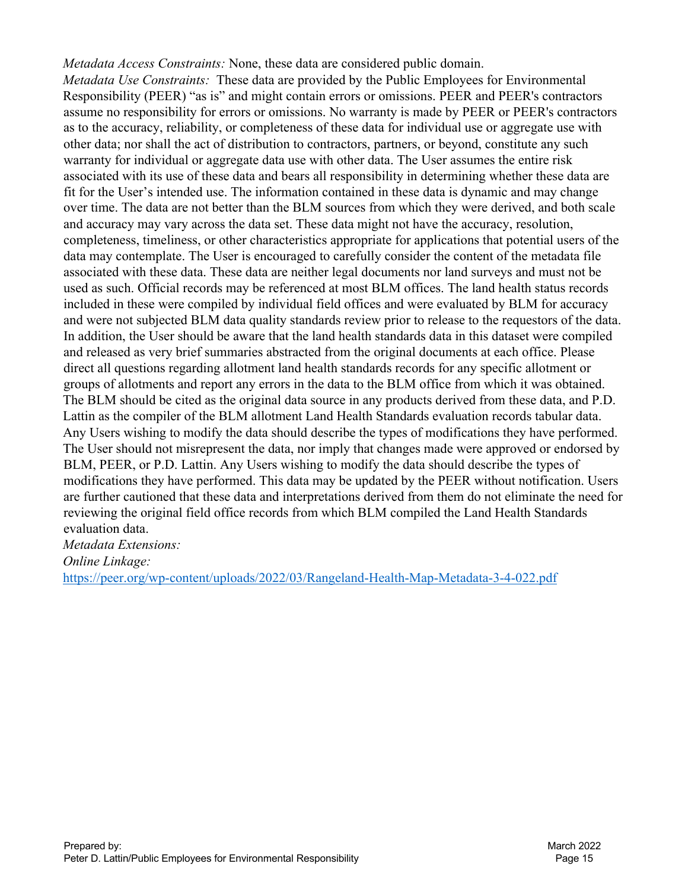*Metadata Access Constraints:* None, these data are considered public domain.

*Metadata Use Constraints:* These data are provided by the Public Employees for Environmental Responsibility (PEER) "as is" and might contain errors or omissions. PEER and PEER's contractors assume no responsibility for errors or omissions. No warranty is made by PEER or PEER's contractors as to the accuracy, reliability, or completeness of these data for individual use or aggregate use with other data; nor shall the act of distribution to contractors, partners, or beyond, constitute any such warranty for individual or aggregate data use with other data. The User assumes the entire risk associated with its use of these data and bears all responsibility in determining whether these data are fit for the User's intended use. The information contained in these data is dynamic and may change over time. The data are not better than the BLM sources from which they were derived, and both scale and accuracy may vary across the data set. These data might not have the accuracy, resolution, completeness, timeliness, or other characteristics appropriate for applications that potential users of the data may contemplate. The User is encouraged to carefully consider the content of the metadata file associated with these data. These data are neither legal documents nor land surveys and must not be used as such. Official records may be referenced at most BLM offices. The land health status records included in these were compiled by individual field offices and were evaluated by BLM for accuracy and were not subjected BLM data quality standards review prior to release to the requestors of the data. In addition, the User should be aware that the land health standards data in this dataset were compiled and released as very brief summaries abstracted from the original documents at each office. Please direct all questions regarding allotment land health standards records for any specific allotment or groups of allotments and report any errors in the data to the BLM office from which it was obtained. The BLM should be cited as the original data source in any products derived from these data, and P.D. Lattin as the compiler of the BLM allotment Land Health Standards evaluation records tabular data. Any Users wishing to modify the data should describe the types of modifications they have performed. The User should not misrepresent the data, nor imply that changes made were approved or endorsed by BLM, PEER, or P.D. Lattin. Any Users wishing to modify the data should describe the types of modifications they have performed. This data may be updated by the PEER without notification. Users are further cautioned that these data and interpretations derived from them do not eliminate the need for reviewing the original field office records from which BLM compiled the Land Health Standards evaluation data.

*Metadata Extensions:*

*Online Linkage:*

https://peer.org/wp-content/uploads/2022/03/Rangeland-Health-Map-Metadata-3-4-022.pdf